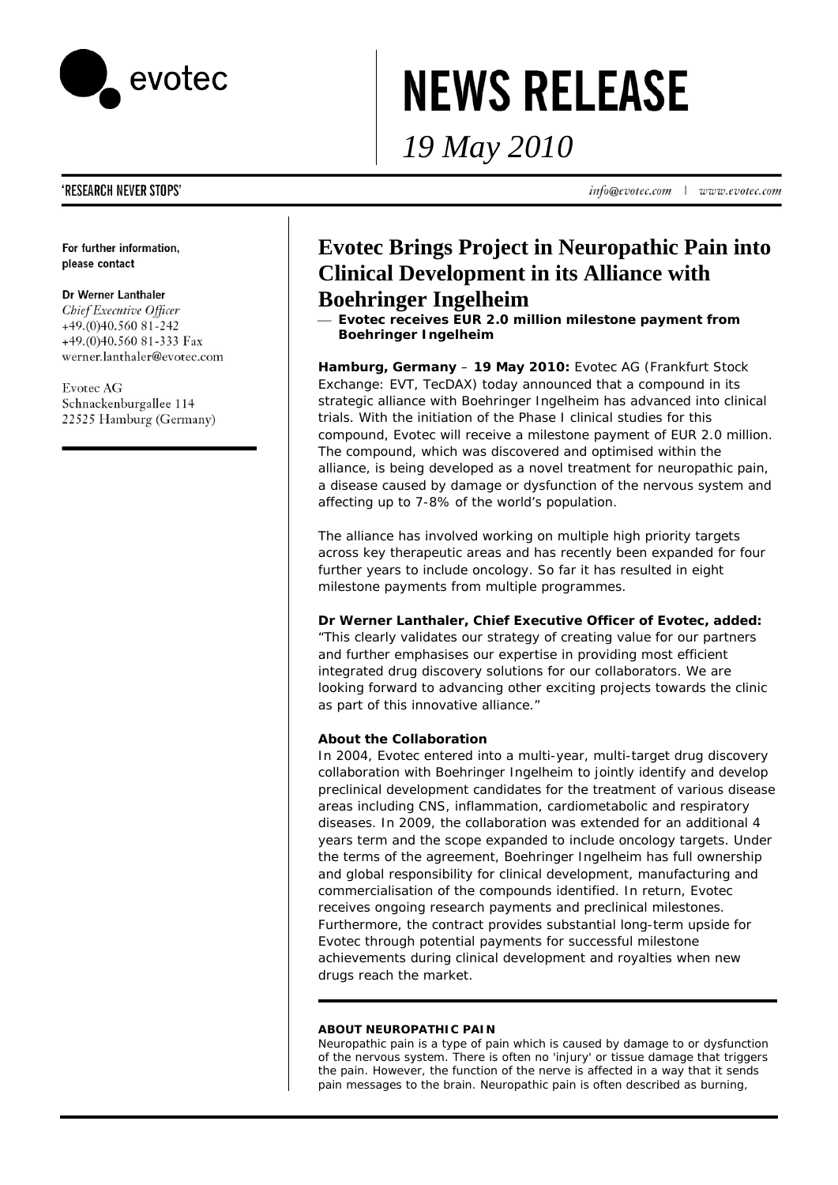# NEWS RELEASE

*19 May 2010*

'RESEARCH NEVER STOPS'

*info@evotec.com* | *www.evotec.com*

For further information, please contact

**Dr Werner Lanthaler**
*Chief Executive Officer*
+49.(0)40.560 81-242
+49.(0)40.560 81-333 Fax
werner.lanthaler@evotec.com

Evotec AG
Schnackenburgallee 114
22525 Hamburg (Germany)

## Evotec Brings Project in Neuropathic Pain into Clinical Development in its Alliance with Boehringer Ingelheim

— **Evotec receives EUR 2.0 million milestone payment from Boehringer Ingelheim**

**Hamburg, Germany** – **19 May 2010:** Evotec AG (Frankfurt Stock Exchange: EVT, TecDAX) today announced that a compound in its strategic alliance with Boehringer Ingelheim has advanced into clinical trials. With the initiation of the Phase I clinical studies for this compound, Evotec will receive a milestone payment of EUR 2.0 million. The compound, which was discovered and optimised within the alliance, is being developed as a novel treatment for neuropathic pain, a disease caused by damage or dysfunction of the nervous system and affecting up to 7-8% of the world's population.

The alliance has involved working on multiple high priority targets across key therapeutic areas and has recently been expanded for four further years to include oncology. So far it has resulted in eight milestone payments from multiple programmes.

**Dr Werner Lanthaler, Chief Executive Officer of Evotec, added:** "This clearly validates our strategy of creating value for our partners and further emphasises our expertise in providing most efficient integrated drug discovery solutions for our collaborators. We are looking forward to advancing other exciting projects towards the clinic as part of this innovative alliance."

**About the Collaboration**

In 2004, Evotec entered into a multi-year, multi-target drug discovery collaboration with Boehringer Ingelheim to jointly identify and develop preclinical development candidates for the treatment of various disease areas including CNS, inflammation, cardiometabolic and respiratory diseases. In 2009, the collaboration was extended for an additional 4 years term and the scope expanded to include oncology targets. Under the terms of the agreement, Boehringer Ingelheim has full ownership and global responsibility for clinical development, manufacturing and commercialisation of the compounds identified. In return, Evotec receives ongoing research payments and preclinical milestones. Furthermore, the contract provides substantial long-term upside for Evotec through potential payments for successful milestone achievements during clinical development and royalties when new drugs reach the market.

**ABOUT NEUROPATHIC PAIN**

Neuropathic pain is a type of pain which is caused by damage to or dysfunction of the nervous system. There is often no 'injury' or tissue damage that triggers the pain. However, the function of the nerve is affected in a way that it sends pain messages to the brain. Neuropathic pain is often described as burning,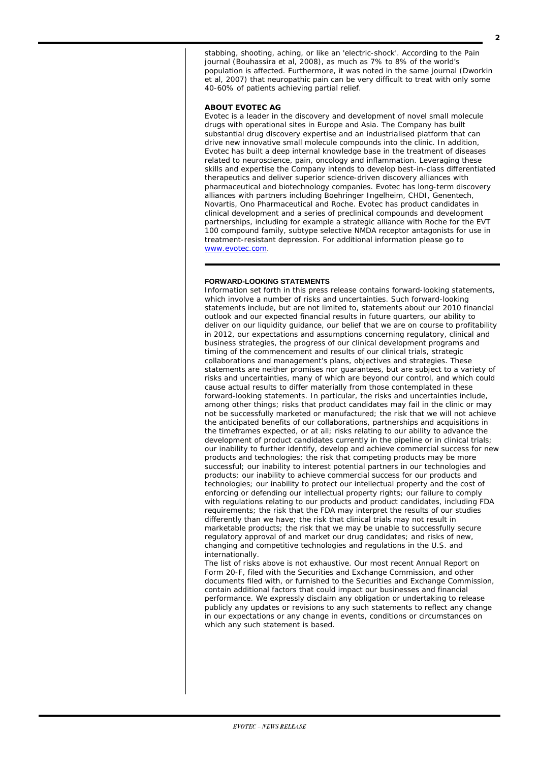stabbing, shooting, aching, or like an 'electric-shock'. According to the Pain journal (Bouhassira et al, 2008), as much as 7% to 8% of the world's population is affected. Furthermore, it was noted in the same journal (Dworkin et al, 2007) that neuropathic pain can be very difficult to treat with only some 40-60% of patients achieving partial relief.

**ABOUT EVOTEC AG**

Evotec is a leader in the discovery and development of novel small molecule drugs with operational sites in Europe and Asia. The Company has built substantial drug discovery expertise and an industrialised platform that can drive new innovative small molecule compounds into the clinic. In addition, Evotec has built a deep internal knowledge base in the treatment of diseases related to neuroscience, pain, oncology and inflammation. Leveraging these skills and expertise the Company intends to develop best-in-class differentiated therapeutics and deliver superior science-driven discovery alliances with pharmaceutical and biotechnology companies. Evotec has long-term discovery alliances with partners including Boehringer Ingelheim, CHDI, Genentech, Novartis, Ono Pharmaceutical and Roche. Evotec has product candidates in clinical development and a series of preclinical compounds and development partnerships, including for example a strategic alliance with Roche for the EVT 100 compound family, subtype selective NMDA receptor antagonists for use in treatment-resistant depression. For additional information please go to www.evotec.com.

**FORWARD-LOOKING STATEMENTS**

Information set forth in this press release contains forward-looking statements, which involve a number of risks and uncertainties. Such forward-looking statements include, but are not limited to, statements about our 2010 financial outlook and our expected financial results in future quarters, our ability to deliver on our liquidity guidance, our belief that we are on course to profitability in 2012, our expectations and assumptions concerning regulatory, clinical and business strategies, the progress of our clinical development programs and timing of the commencement and results of our clinical trials, strategic collaborations and management's plans, objectives and strategies. These statements are neither promises nor guarantees, but are subject to a variety of risks and uncertainties, many of which are beyond our control, and which could cause actual results to differ materially from those contemplated in these forward-looking statements. In particular, the risks and uncertainties include, among other things; risks that product candidates may fail in the clinic or may not be successfully marketed or manufactured; the risk that we will not achieve the anticipated benefits of our collaborations, partnerships and acquisitions in the timeframes expected, or at all; risks relating to our ability to advance the development of product candidates currently in the pipeline or in clinical trials; our inability to further identify, develop and achieve commercial success for new products and technologies; the risk that competing products may be more successful; our inability to interest potential partners in our technologies and products; our inability to achieve commercial success for our products and technologies; our inability to protect our intellectual property and the cost of enforcing or defending our intellectual property rights; our failure to comply with regulations relating to our products and product candidates, including FDA requirements; the risk that the FDA may interpret the results of our studies differently than we have; the risk that clinical trials may not result in marketable products; the risk that we may be unable to successfully secure regulatory approval of and market our drug candidates; and risks of new, changing and competitive technologies and regulations in the U.S. and internationally.

The list of risks above is not exhaustive. Our most recent Annual Report on Form 20-F, filed with the Securities and Exchange Commission, and other documents filed with, or furnished to the Securities and Exchange Commission, contain additional factors that could impact our businesses and financial performance. We expressly disclaim any obligation or undertaking to release publicly any updates or revisions to any such statements to reflect any change in our expectations or any change in events, conditions or circumstances on which any such statement is based.